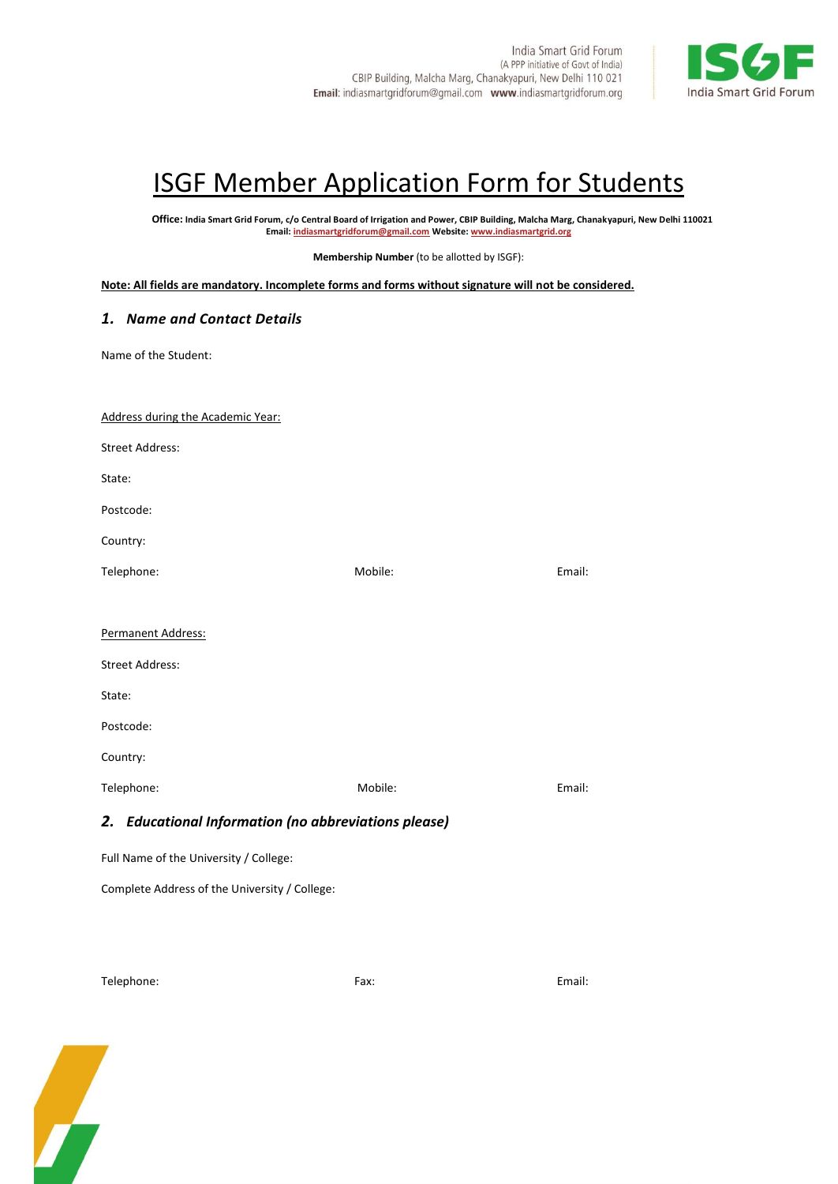India Smart Grid Forum
(A PPP initiative of Govt of India)
CBIP Building, Malcha Marg, Chanakyapuri, New Delhi 110 021
**Email**: indiasmartgridforum@gmail.com **www**.indiasmartgridforum.org

India Smart Grid Forum

# ISGF Member Application Form for Students

**Office:** **India Smart Grid Forum, c/o Central Board of Irrigation and Power, CBIP Building, Malcha Marg, Chanakyapuri, New Delhi 110021**
**Email:** **indiasmartgridforum@gmail.com** **Website:** **www.indiasmartgrid.org**

**Membership Number** (to be allotted by ISGF):

**Note: All fields are mandatory. Incomplete forms and forms without signature will not be considered.**

## *1. Name and Contact Details*

Name of the Student:

Address during the Academic Year:

Street Address:

State:

Postcode:

Country:

Telephone: Mobile: Email:

Permanent Address:

Street Address:

State:

Postcode:

Country:

Telephone: Mobile: Email:

## *2. Educational Information (no abbreviations please)*

Full Name of the University / College:

Complete Address of the University / College:

Telephone: Fax: Email: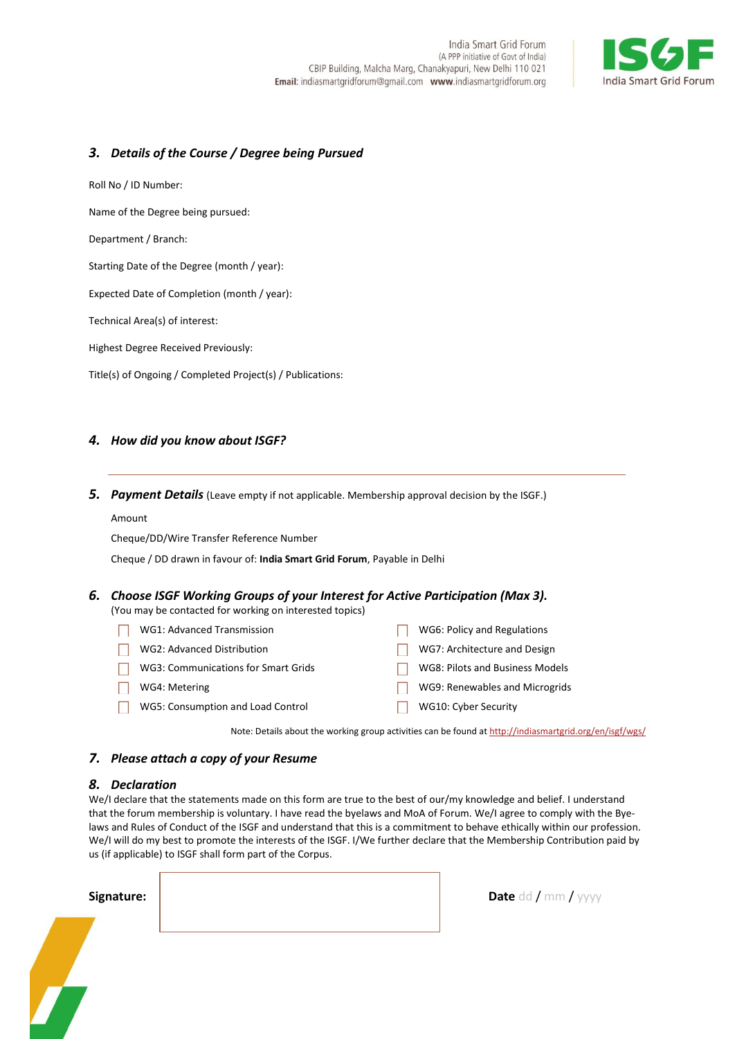### 3. *Details of the Course / Degree being Pursued*

Roll No / ID Number:

Name of the Degree being pursued:

Department / Branch:

Starting Date of the Degree (month / year):

Expected Date of Completion (month / year):

Technical Area(s) of interest:

Highest Degree Received Previously:

Title(s) of Ongoing / Completed Project(s) / Publications:

### 4. *How did you know about ISGF?*

---

### 5. *Payment Details* (Leave empty if not applicable. Membership approval decision by the ISGF.)

Amount

Cheque/DD/Wire Transfer Reference Number

Cheque / DD drawn in favour of: **India Smart Grid Forum**, Payable in Delhi

### 6. *Choose ISGF Working Groups of your Interest for Active Participation (Max 3).*

(You may be contacted for working on interested topics)

- ☐ WG1: Advanced Transmission
- ☐ WG2: Advanced Distribution
- ☐ WG3: Communications for Smart Grids
- ☐ WG4: Metering
- ☐ WG5: Consumption and Load Control
- ☐ WG6: Policy and Regulations
- ☐ WG7: Architecture and Design
- ☐ WG8: Pilots and Business Models
- ☐ WG9: Renewables and Microgrids
- ☐ WG10: Cyber Security

Note: Details about the working group activities can be found at http://indiasmartgrid.org/en/isgf/wgs/

### 7. *Please attach a copy of your Resume*

### 8. *Declaration*

We/I declare that the statements made on this form are true to the best of our/my knowledge and belief. I understand that the forum membership is voluntary. I have read the byelaws and MoA of Forum. We/I agree to comply with the Bye-laws and Rules of Conduct of the ISGF and understand that this is a commitment to behave ethically within our profession. We/I will do my best to promote the interests of the ISGF. I/We further declare that the Membership Contribution paid by us (if applicable) to ISGF shall form part of the Corpus.

**Signature:**

**Date** dd / mm / yyyy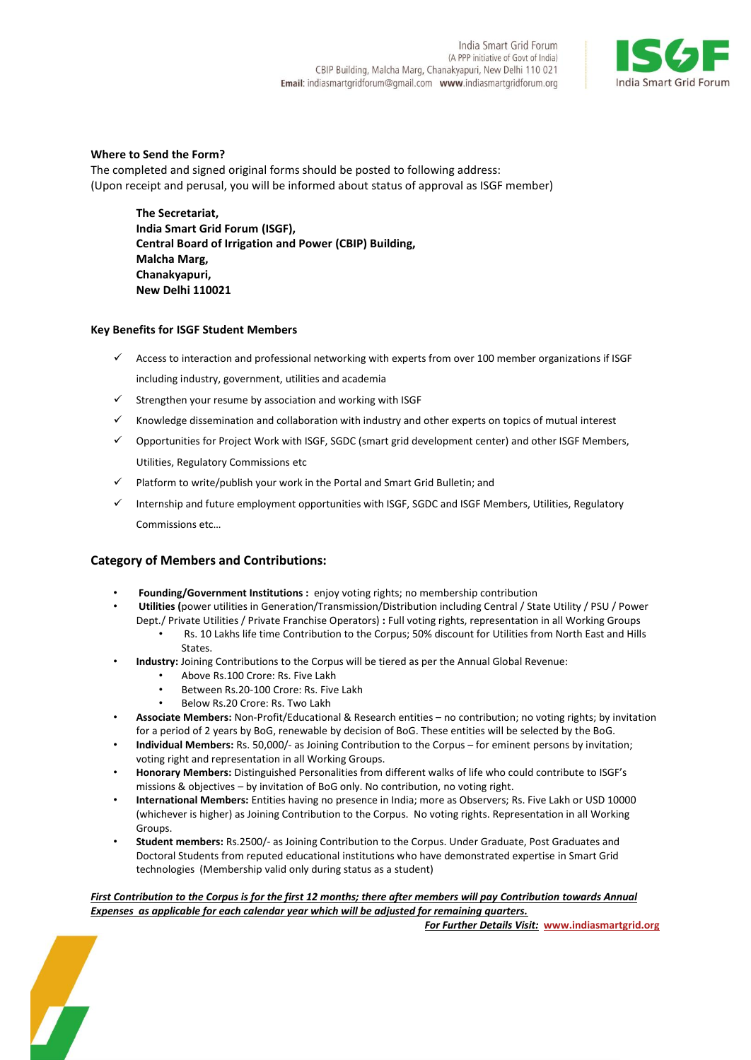**Where to Send the Form?**

The completed and signed original forms should be posted to following address:
(Upon receipt and perusal, you will be informed about status of approval as ISGF member)

> **The Secretariat,**
> **India Smart Grid Forum (ISGF),**
> **Central Board of Irrigation and Power (CBIP) Building,**
> **Malcha Marg,**
> **Chanakyapuri,**
> **New Delhi 110021**

**Key Benefits for ISGF Student Members**

- ✓ Access to interaction and professional networking with experts from over 100 member organizations if ISGF including industry, government, utilities and academia
- ✓ Strengthen your resume by association and working with ISGF
- ✓ Knowledge dissemination and collaboration with industry and other experts on topics of mutual interest
- ✓ Opportunities for Project Work with ISGF, SGDC (smart grid development center) and other ISGF Members, Utilities, Regulatory Commissions etc
- ✓ Platform to write/publish your work in the Portal and Smart Grid Bulletin; and
- ✓ Internship and future employment opportunities with ISGF, SGDC and ISGF Members, Utilities, Regulatory Commissions etc…

## Category of Members and Contributions:

- **Founding/Government Institutions :** enjoy voting rights; no membership contribution
- **Utilities (**power utilities in Generation/Transmission/Distribution including Central / State Utility / PSU / Power Dept./ Private Utilities / Private Franchise Operators) **:** Full voting rights, representation in all Working Groups
  - Rs. 10 Lakhs life time Contribution to the Corpus; 50% discount for Utilities from North East and Hills States.
- **Industry:** Joining Contributions to the Corpus will be tiered as per the Annual Global Revenue:
  - Above Rs.100 Crore: Rs. Five Lakh
  - Between Rs.20-100 Crore: Rs. Five Lakh
  - Below Rs.20 Crore: Rs. Two Lakh
- **Associate Members:** Non-Profit/Educational & Research entities – no contribution; no voting rights; by invitation for a period of 2 years by BoG, renewable by decision of BoG. These entities will be selected by the BoG.
- **Individual Members:** Rs. 50,000/- as Joining Contribution to the Corpus – for eminent persons by invitation; voting right and representation in all Working Groups.
- **Honorary Members:** Distinguished Personalities from different walks of life who could contribute to ISGF's missions & objectives – by invitation of BoG only. No contribution, no voting right.
- **International Members:** Entities having no presence in India; more as Observers; Rs. Five Lakh or USD 10000 (whichever is higher) as Joining Contribution to the Corpus. No voting rights. Representation in all Working Groups.
- **Student members:** Rs.2500/- as Joining Contribution to the Corpus. Under Graduate, Post Graduates and Doctoral Students from reputed educational institutions who have demonstrated expertise in Smart Grid technologies (Membership valid only during status as a student)

***First Contribution to the Corpus is for the first 12 months; there after members will pay Contribution towards Annual Expenses as applicable for each calendar year which will be adjusted for remaining quarters.***

***For Further Details Visit:*** **www.indiasmartgrid.org**